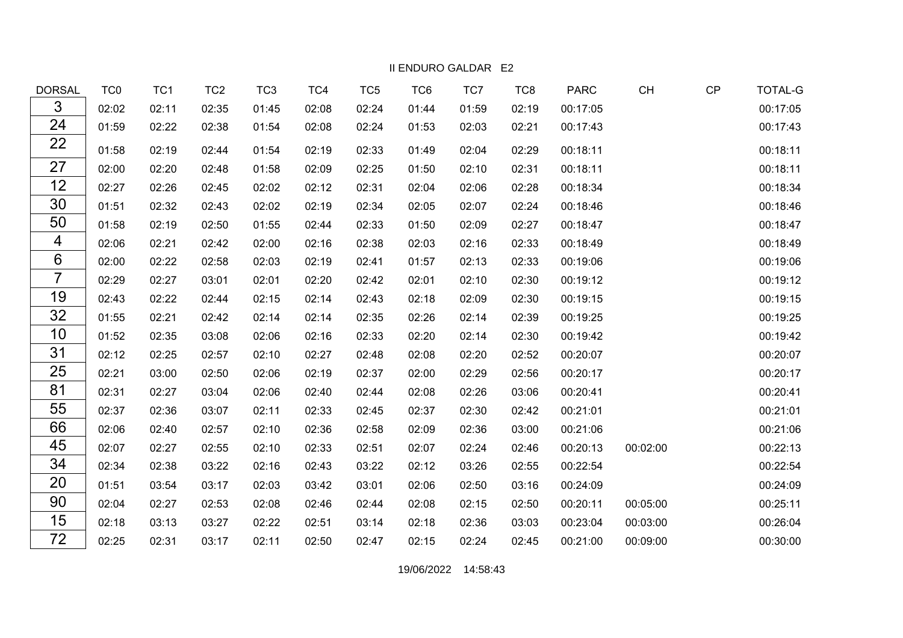# II ENDURO GALDAR E2

| DORSAL | TC0 | TC1 | TC2 | TC3 | TC4 | TC5 | TC6 | TC7 | TC8 | PARC | CH | CP | TOTAL-G |
|---|---|---|---|---|---|---|---|---|---|---|---|---|---|
| 3 | 02:02 | 02:11 | 02:35 | 01:45 | 02:08 | 02:24 | 01:44 | 01:59 | 02:19 | 00:17:05 | | | 00:17:05 |
| 24 | 01:59 | 02:22 | 02:38 | 01:54 | 02:08 | 02:24 | 01:53 | 02:03 | 02:21 | 00:17:43 | | | 00:17:43 |
| 22 | 01:58 | 02:19 | 02:44 | 01:54 | 02:19 | 02:33 | 01:49 | 02:04 | 02:29 | 00:18:11 | | | 00:18:11 |
| 27 | 02:00 | 02:20 | 02:48 | 01:58 | 02:09 | 02:25 | 01:50 | 02:10 | 02:31 | 00:18:11 | | | 00:18:11 |
| 12 | 02:27 | 02:26 | 02:45 | 02:02 | 02:12 | 02:31 | 02:04 | 02:06 | 02:28 | 00:18:34 | | | 00:18:34 |
| 30 | 01:51 | 02:32 | 02:43 | 02:02 | 02:19 | 02:34 | 02:05 | 02:07 | 02:24 | 00:18:46 | | | 00:18:46 |
| 50 | 01:58 | 02:19 | 02:50 | 01:55 | 02:44 | 02:33 | 01:50 | 02:09 | 02:27 | 00:18:47 | | | 00:18:47 |
| 4 | 02:06 | 02:21 | 02:42 | 02:00 | 02:16 | 02:38 | 02:03 | 02:16 | 02:33 | 00:18:49 | | | 00:18:49 |
| 6 | 02:00 | 02:22 | 02:58 | 02:03 | 02:19 | 02:41 | 01:57 | 02:13 | 02:33 | 00:19:06 | | | 00:19:06 |
| 7 | 02:29 | 02:27 | 03:01 | 02:01 | 02:20 | 02:42 | 02:01 | 02:10 | 02:30 | 00:19:12 | | | 00:19:12 |
| 19 | 02:43 | 02:22 | 02:44 | 02:15 | 02:14 | 02:43 | 02:18 | 02:09 | 02:30 | 00:19:15 | | | 00:19:15 |
| 32 | 01:55 | 02:21 | 02:42 | 02:14 | 02:14 | 02:35 | 02:26 | 02:14 | 02:39 | 00:19:25 | | | 00:19:25 |
| 10 | 01:52 | 02:35 | 03:08 | 02:06 | 02:16 | 02:33 | 02:20 | 02:14 | 02:30 | 00:19:42 | | | 00:19:42 |
| 31 | 02:12 | 02:25 | 02:57 | 02:10 | 02:27 | 02:48 | 02:08 | 02:20 | 02:52 | 00:20:07 | | | 00:20:07 |
| 25 | 02:21 | 03:00 | 02:50 | 02:06 | 02:19 | 02:37 | 02:00 | 02:29 | 02:56 | 00:20:17 | | | 00:20:17 |
| 81 | 02:31 | 02:27 | 03:04 | 02:06 | 02:40 | 02:44 | 02:08 | 02:26 | 03:06 | 00:20:41 | | | 00:20:41 |
| 55 | 02:37 | 02:36 | 03:07 | 02:11 | 02:33 | 02:45 | 02:37 | 02:30 | 02:42 | 00:21:01 | | | 00:21:01 |
| 66 | 02:06 | 02:40 | 02:57 | 02:10 | 02:36 | 02:58 | 02:09 | 02:36 | 03:00 | 00:21:06 | | | 00:21:06 |
| 45 | 02:07 | 02:27 | 02:55 | 02:10 | 02:33 | 02:51 | 02:07 | 02:24 | 02:46 | 00:20:13 | 00:02:00 | | 00:22:13 |
| 34 | 02:34 | 02:38 | 03:22 | 02:16 | 02:43 | 03:22 | 02:12 | 03:26 | 02:55 | 00:22:54 | | | 00:22:54 |
| 20 | 01:51 | 03:54 | 03:17 | 02:03 | 03:42 | 03:01 | 02:06 | 02:50 | 03:16 | 00:24:09 | | | 00:24:09 |
| 90 | 02:04 | 02:27 | 02:53 | 02:08 | 02:46 | 02:44 | 02:08 | 02:15 | 02:50 | 00:20:11 | 00:05:00 | | 00:25:11 |
| 15 | 02:18 | 03:13 | 03:27 | 02:22 | 02:51 | 03:14 | 02:18 | 02:36 | 03:03 | 00:23:04 | 00:03:00 | | 00:26:04 |
| 72 | 02:25 | 02:31 | 03:17 | 02:11 | 02:50 | 02:47 | 02:15 | 02:24 | 02:45 | 00:21:00 | 00:09:00 | | 00:30:00 |

19/06/2022 14:58:43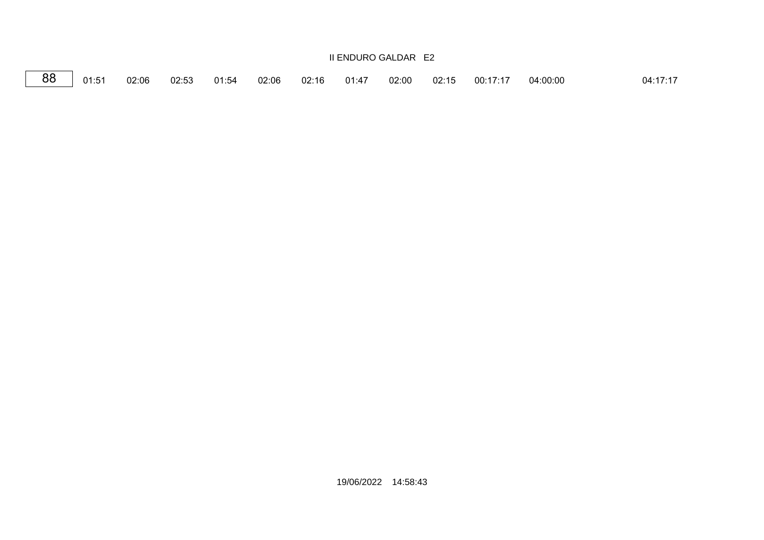II ENDURO GALDAR E2

| | | | | | | | | | | | | |
|---|---|---|---|---|---|---|---|---|---|---|---|---|
| 88 | 01:51 | 02:06 | 02:53 | 01:54 | 02:06 | 02:16 | 01:47 | 02:00 | 02:15 | 00:17:17 | 04:00:00 | 04:17:17 |

19/06/2022 14:58:43